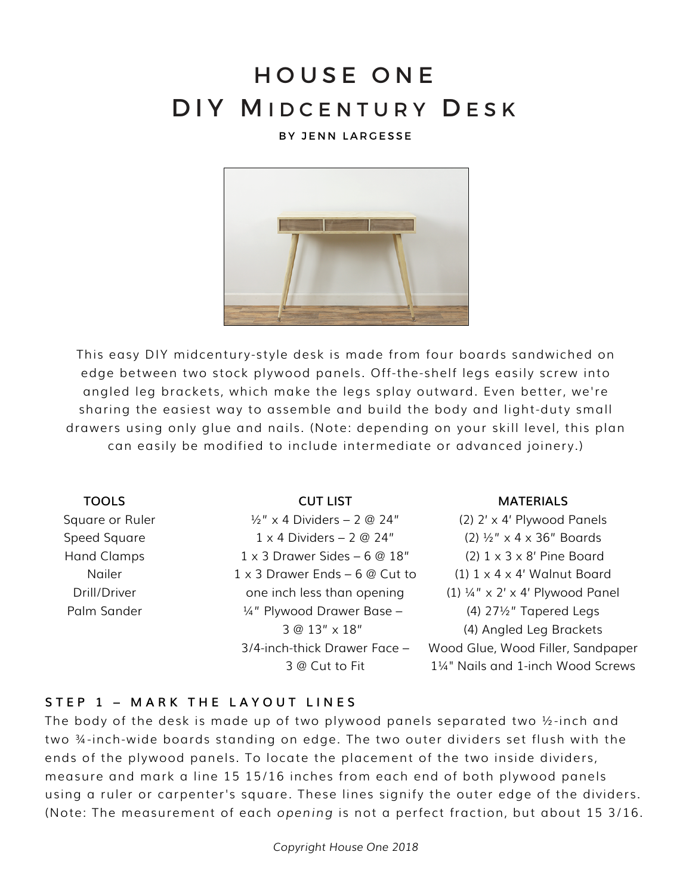# HOUSE ONE
# DIY Midcentury Desk

BY JENN LARGESSE

This easy DIY midcentury-style desk is made from four boards sandwiched on edge between two stock plywood panels. Off-the-shelf legs easily screw into angled leg brackets, which make the legs splay outward. Even better, we're sharing the easiest way to assemble and build the body and light-duty small drawers using only glue and nails. (Note: depending on your skill level, this plan can easily be modified to include intermediate or advanced joinery.)

| TOOLS | CUT LIST | MATERIALS |
|---|---|---|
| Square or Ruler | ½″ x 4 Dividers – 2 @ 24″ | (2) 2′ x 4′ Plywood Panels |
| Speed Square | 1 x 4 Dividers – 2 @ 24″ | (2) ½″ x 4 x 36″ Boards |
| Hand Clamps | 1 x 3 Drawer Sides – 6 @ 18″ | (2) 1 x 3 x 8′ Pine Board |
| Nailer | 1 x 3 Drawer Ends – 6 @ Cut to one inch less than opening | (1) 1 x 4 x 4′ Walnut Board |
| Drill/Driver | ¼″ Plywood Drawer Base – 3 @ 13″ x 18″ | (1) ¼″ x 2′ x 4′ Plywood Panel |
| Palm Sander | 3/4-inch-thick Drawer Face – 3 @ Cut to Fit | (4) 27½″ Tapered Legs |
| | | (4) Angled Leg Brackets |
| | | Wood Glue, Wood Filler, Sandpaper |
| | | 1¼" Nails and 1-inch Wood Screws |

### STEP 1 – MARK THE LAYOUT LINES

The body of the desk is made up of two plywood panels separated two ½-inch and two ¾-inch-wide boards standing on edge. The two outer dividers set flush with the ends of the plywood panels. To locate the placement of the two inside dividers, measure and mark a line 15 15/16 inches from each end of both plywood panels using a ruler or carpenter's square. These lines signify the outer edge of the dividers. (Note: The measurement of each *opening* is not a perfect fraction, but about 15 3/16.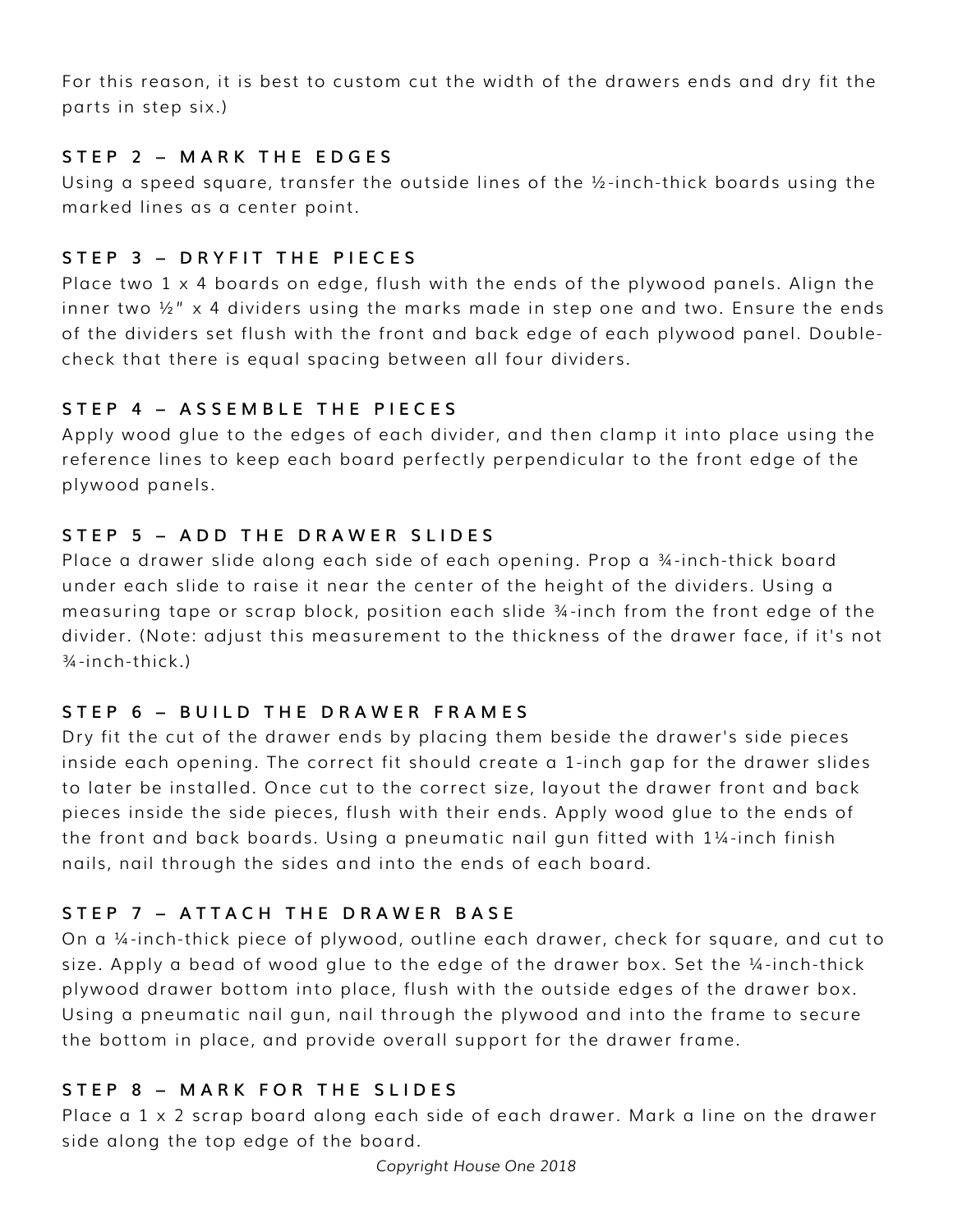For this reason, it is best to custom cut the width of the drawers ends and dry fit the parts in step six.)

### STEP 2 – MARK THE EDGES

Using a speed square, transfer the outside lines of the ½-inch-thick boards using the marked lines as a center point.

### STEP 3 – DRYFIT THE PIECES

Place two 1 x 4 boards on edge, flush with the ends of the plywood panels. Align the inner two ½" x 4 dividers using the marks made in step one and two. Ensure the ends of the dividers set flush with the front and back edge of each plywood panel. Double-check that there is equal spacing between all four dividers.

### STEP 4 – ASSEMBLE THE PIECES

Apply wood glue to the edges of each divider, and then clamp it into place using the reference lines to keep each board perfectly perpendicular to the front edge of the plywood panels.

### STEP 5 – ADD THE DRAWER SLIDES

Place a drawer slide along each side of each opening. Prop a ¾-inch-thick board under each slide to raise it near the center of the height of the dividers. Using a measuring tape or scrap block, position each slide ¾-inch from the front edge of the divider. (Note: adjust this measurement to the thickness of the drawer face, if it's not ¾-inch-thick.)

### STEP 6 – BUILD THE DRAWER FRAMES

Dry fit the cut of the drawer ends by placing them beside the drawer's side pieces inside each opening. The correct fit should create a 1-inch gap for the drawer slides to later be installed. Once cut to the correct size, layout the drawer front and back pieces inside the side pieces, flush with their ends. Apply wood glue to the ends of the front and back boards. Using a pneumatic nail gun fitted with 1¼-inch finish nails, nail through the sides and into the ends of each board.

### STEP 7 – ATTACH THE DRAWER BASE

On a ¼-inch-thick piece of plywood, outline each drawer, check for square, and cut to size. Apply a bead of wood glue to the edge of the drawer box. Set the ¼-inch-thick plywood drawer bottom into place, flush with the outside edges of the drawer box. Using a pneumatic nail gun, nail through the plywood and into the frame to secure the bottom in place, and provide overall support for the drawer frame.

### STEP 8 – MARK FOR THE SLIDES

Place a 1 x 2 scrap board along each side of each drawer. Mark a line on the drawer side along the top edge of the board.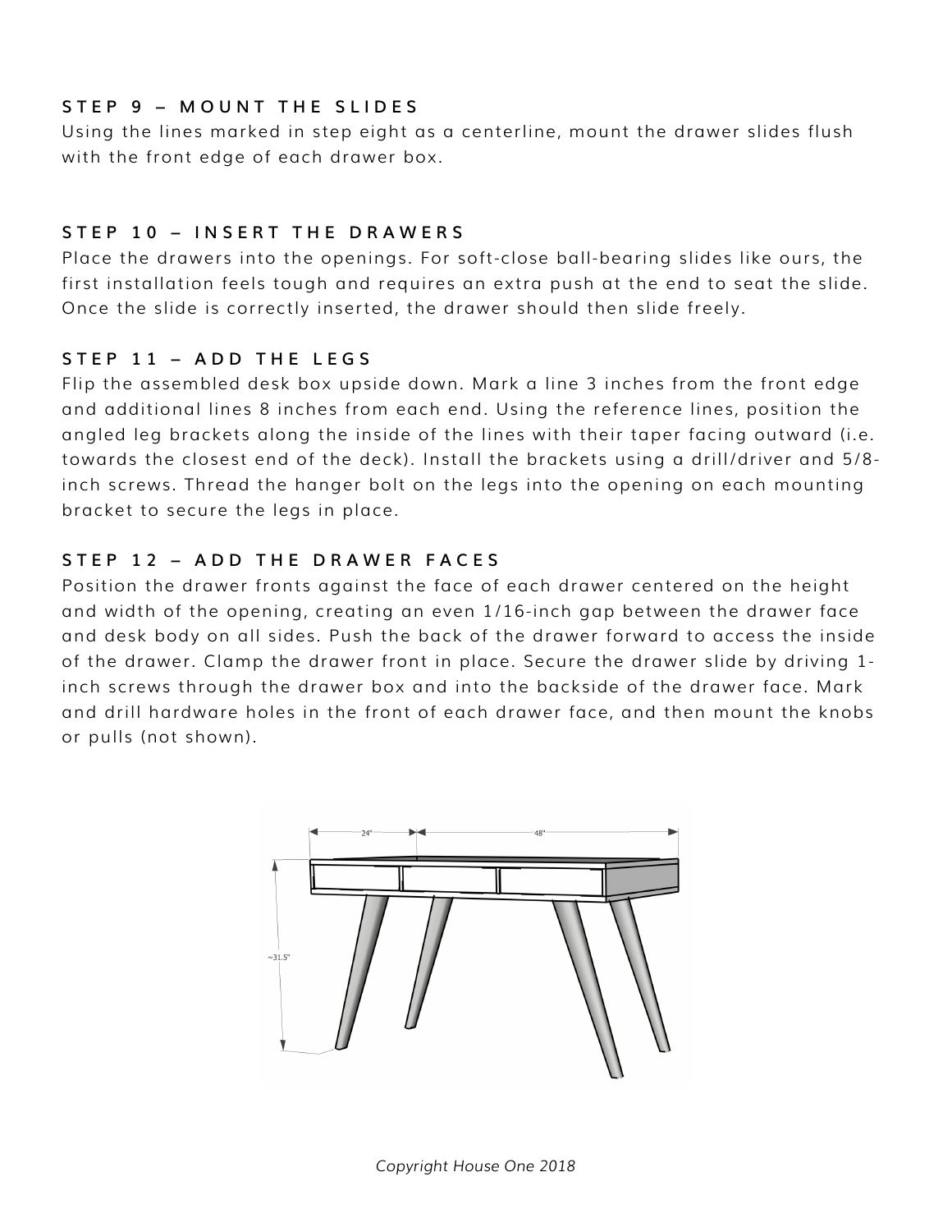### STEP 9 – MOUNT THE SLIDES

Using the lines marked in step eight as a centerline, mount the drawer slides flush with the front edge of each drawer box.

### STEP 10 – INSERT THE DRAWERS

Place the drawers into the openings. For soft-close ball-bearing slides like ours, the first installation feels tough and requires an extra push at the end to seat the slide. Once the slide is correctly inserted, the drawer should then slide freely.

### STEP 11 – ADD THE LEGS

Flip the assembled desk box upside down. Mark a line 3 inches from the front edge and additional lines 8 inches from each end. Using the reference lines, position the angled leg brackets along the inside of the lines with their taper facing outward (i.e. towards the closest end of the deck). Install the brackets using a drill/driver and 5/8-inch screws. Thread the hanger bolt on the legs into the opening on each mounting bracket to secure the legs in place.

### STEP 12 – ADD THE DRAWER FACES

Position the drawer fronts against the face of each drawer centered on the height and width of the opening, creating an even 1/16-inch gap between the drawer face and desk body on all sides. Push the back of the drawer forward to access the inside of the drawer. Clamp the drawer front in place. Secure the drawer slide by driving 1-inch screws through the drawer box and into the backside of the drawer face. Mark and drill hardware holes in the front of each drawer face, and then mount the knobs or pulls (not shown).

24"

48"

~31.5"